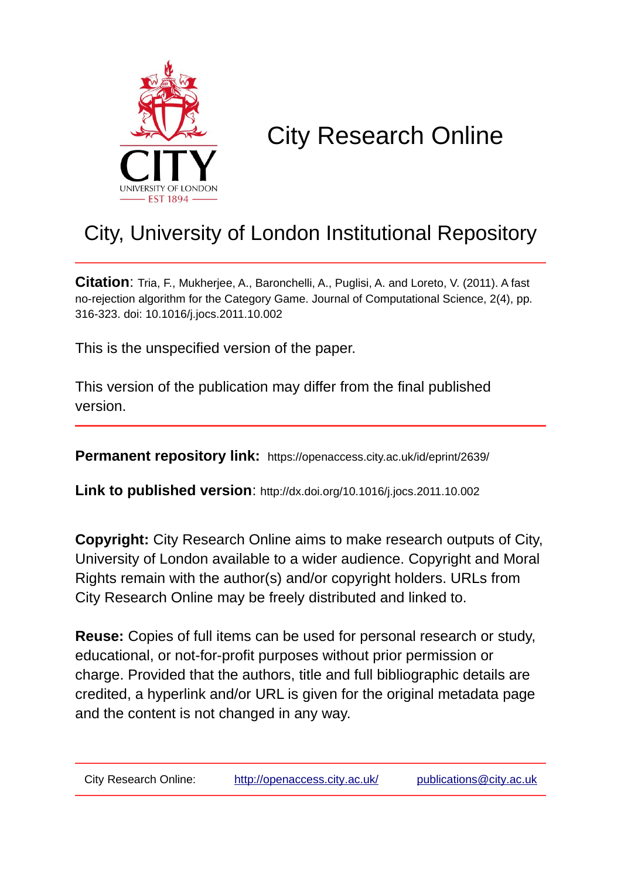# City Research Online

## City, University of London Institutional Repository

**Citation**: Tria, F., Mukherjee, A., Baronchelli, A., Puglisi, A. and Loreto, V. (2011). A fast no-rejection algorithm for the Category Game. Journal of Computational Science, 2(4), pp. 316-323. doi: 10.1016/j.jocs.2011.10.002

This is the unspecified version of the paper.

This version of the publication may differ from the final published version.

**Permanent repository link:** https://openaccess.city.ac.uk/id/eprint/2639/

**Link to published version**: http://dx.doi.org/10.1016/j.jocs.2011.10.002

**Copyright:** City Research Online aims to make research outputs of City, University of London available to a wider audience. Copyright and Moral Rights remain with the author(s) and/or copyright holders. URLs from City Research Online may be freely distributed and linked to.

**Reuse:** Copies of full items can be used for personal research or study, educational, or not-for-profit purposes without prior permission or charge. Provided that the authors, title and full bibliographic details are credited, a hyperlink and/or URL is given for the original metadata page and the content is not changed in any way.

City Research Online: http://openaccess.city.ac.uk/ publications@city.ac.uk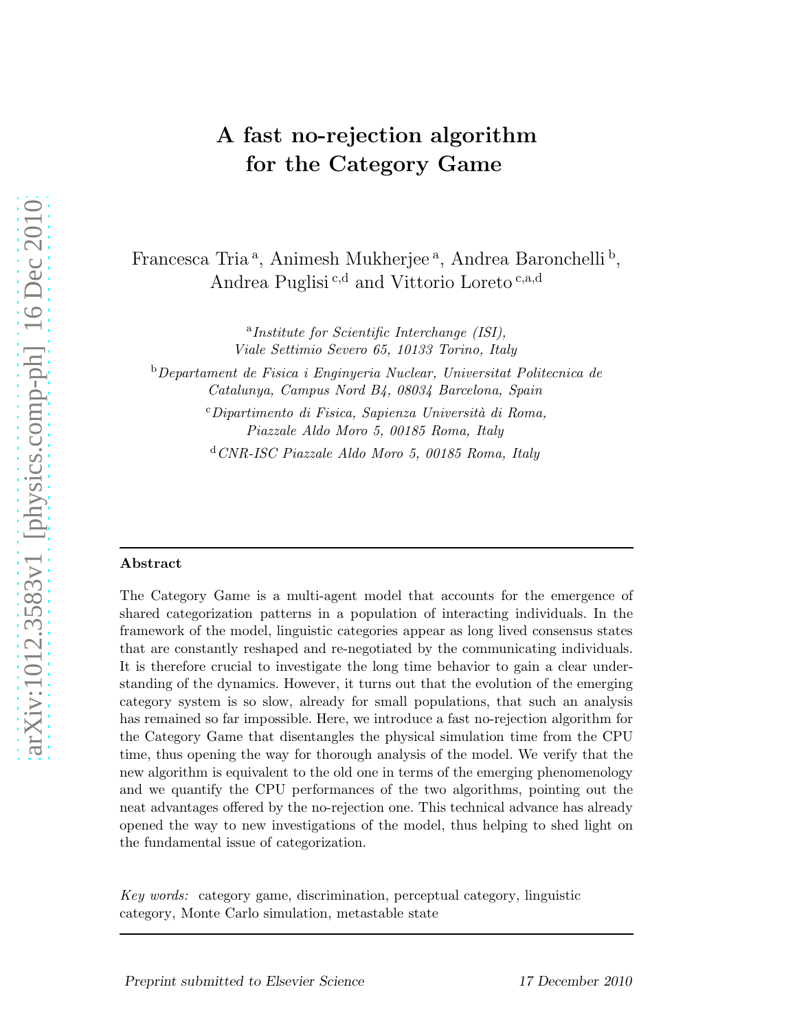# A fast no-rejection algorithm for the Category Game

Francesca Tria [a], Animesh Mukherjee [a], Andrea Baronchelli [b], Andrea Puglisi [c,d] and Vittorio Loreto [c,a,d]

[a] *Institute for Scientific Interchange (ISI), Viale Settimio Severo 65, 10133 Torino, Italy*

[b] *Departament de Fisica i Enginyeria Nuclear, Universitat Politecnica de Catalunya, Campus Nord B4, 08034 Barcelona, Spain*

[c] *Dipartimento di Fisica, Sapienza Università di Roma, Piazzale Aldo Moro 5, 00185 Roma, Italy*

[d] *CNR-ISC Piazzale Aldo Moro 5, 00185 Roma, Italy*

---

**Abstract**

The Category Game is a multi-agent model that accounts for the emergence of shared categorization patterns in a population of interacting individuals. In the framework of the model, linguistic categories appear as long lived consensus states that are constantly reshaped and re-negotiated by the communicating individuals. It is therefore crucial to investigate the long time behavior to gain a clear understanding of the dynamics. However, it turns out that the evolution of the emerging category system is so slow, already for small populations, that such an analysis has remained so far impossible. Here, we introduce a fast no-rejection algorithm for the Category Game that disentangles the physical simulation time from the CPU time, thus opening the way for thorough analysis of the model. We verify that the new algorithm is equivalent to the old one in terms of the emerging phenomenology and we quantify the CPU performances of the two algorithms, pointing out the neat advantages offered by the no-rejection one. This technical advance has already opened the way to new investigations of the model, thus helping to shed light on the fundamental issue of categorization.

*Key words:* category game, discrimination, perceptual category, linguistic category, Monte Carlo simulation, metastable state

---

*Preprint submitted to Elsevier Science* 17 December 2010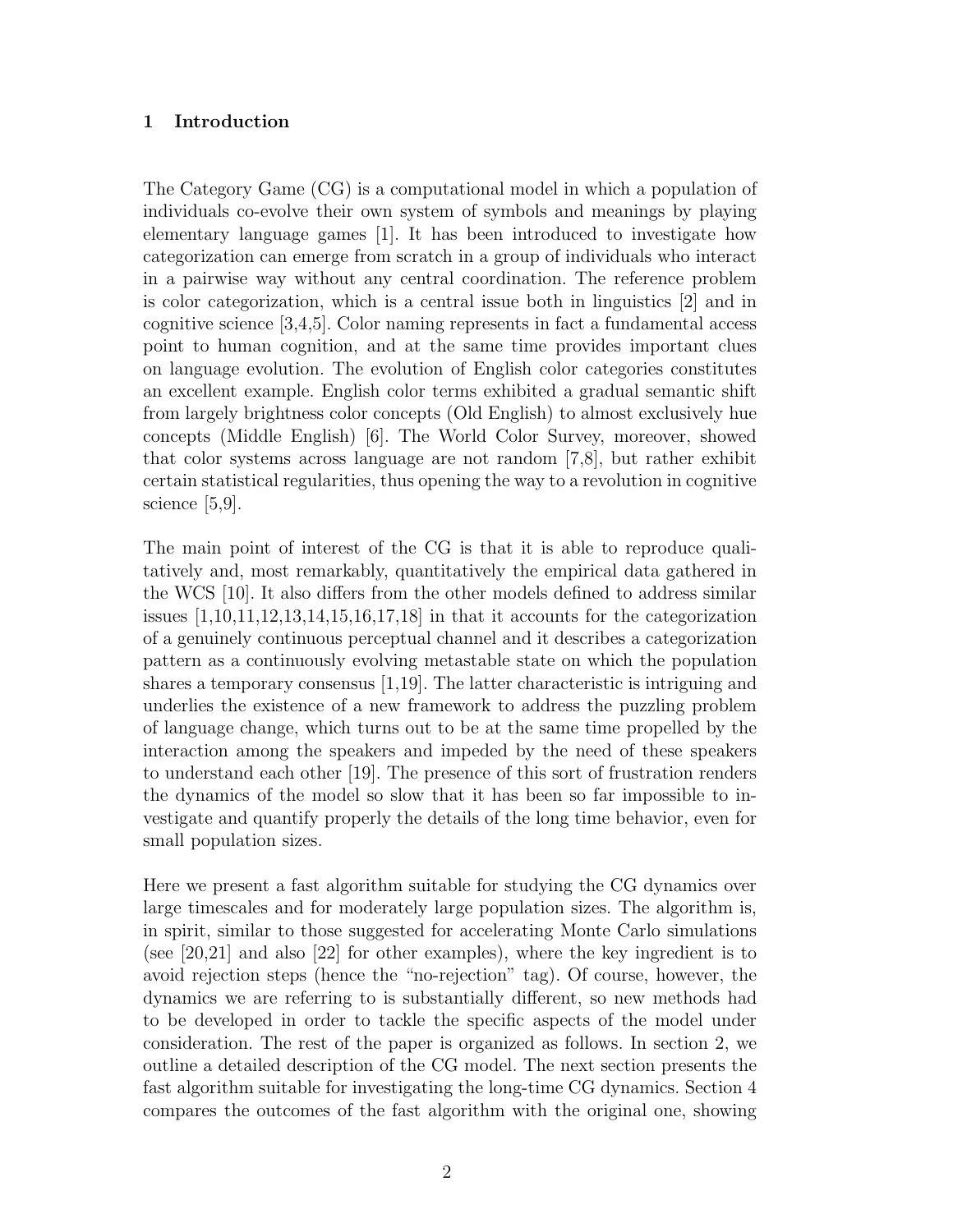## 1 Introduction

The Category Game (CG) is a computational model in which a population of individuals co-evolve their own system of symbols and meanings by playing elementary language games [1]. It has been introduced to investigate how categorization can emerge from scratch in a group of individuals who interact in a pairwise way without any central coordination. The reference problem is color categorization, which is a central issue both in linguistics [2] and in cognitive science [3,4,5]. Color naming represents in fact a fundamental access point to human cognition, and at the same time provides important clues on language evolution. The evolution of English color categories constitutes an excellent example. English color terms exhibited a gradual semantic shift from largely brightness color concepts (Old English) to almost exclusively hue concepts (Middle English) [6]. The World Color Survey, moreover, showed that color systems across language are not random [7,8], but rather exhibit certain statistical regularities, thus opening the way to a revolution in cognitive science [5,9].

The main point of interest of the CG is that it is able to reproduce qualitatively and, most remarkably, quantitatively the empirical data gathered in the WCS [10]. It also differs from the other models defined to address similar issues [1,10,11,12,13,14,15,16,17,18] in that it accounts for the categorization of a genuinely continuous perceptual channel and it describes a categorization pattern as a continuously evolving metastable state on which the population shares a temporary consensus [1,19]. The latter characteristic is intriguing and underlies the existence of a new framework to address the puzzling problem of language change, which turns out to be at the same time propelled by the interaction among the speakers and impeded by the need of these speakers to understand each other [19]. The presence of this sort of frustration renders the dynamics of the model so slow that it has been so far impossible to investigate and quantify properly the details of the long time behavior, even for small population sizes.

Here we present a fast algorithm suitable for studying the CG dynamics over large timescales and for moderately large population sizes. The algorithm is, in spirit, similar to those suggested for accelerating Monte Carlo simulations (see [20,21] and also [22] for other examples), where the key ingredient is to avoid rejection steps (hence the "no-rejection" tag). Of course, however, the dynamics we are referring to is substantially different, so new methods had to be developed in order to tackle the specific aspects of the model under consideration. The rest of the paper is organized as follows. In section 2, we outline a detailed description of the CG model. The next section presents the fast algorithm suitable for investigating the long-time CG dynamics. Section 4 compares the outcomes of the fast algorithm with the original one, showing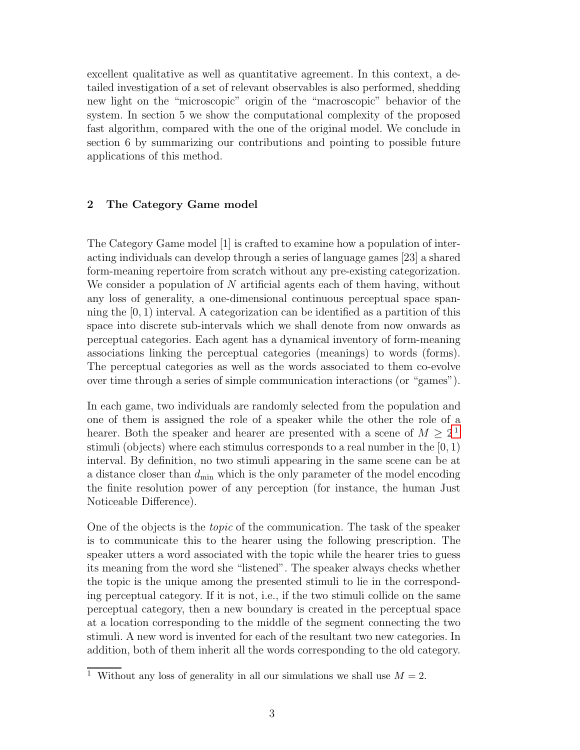excellent qualitative as well as quantitative agreement. In this context, a detailed investigation of a set of relevant observables is also performed, shedding new light on the "microscopic" origin of the "macroscopic" behavior of the system. In section 5 we show the computational complexity of the proposed fast algorithm, compared with the one of the original model. We conclude in section 6 by summarizing our contributions and pointing to possible future applications of this method.

## 2 The Category Game model

The Category Game model [1] is crafted to examine how a population of interacting individuals can develop through a series of language games [23] a shared form-meaning repertoire from scratch without any pre-existing categorization. We consider a population of $N$ artificial agents each of them having, without any loss of generality, a one-dimensional continuous perceptual space spanning the $[0, 1)$ interval. A categorization can be identified as a partition of this space into discrete sub-intervals which we shall denote from now onwards as perceptual categories. Each agent has a dynamical inventory of form-meaning associations linking the perceptual categories (meanings) to words (forms). The perceptual categories as well as the words associated to them co-evolve over time through a series of simple communication interactions (or "games").

In each game, two individuals are randomly selected from the population and one of them is assigned the role of a speaker while the other the role of a hearer. Both the speaker and hearer are presented with a scene of $M \geq 2$ [1] stimuli (objects) where each stimulus corresponds to a real number in the $[0, 1)$ interval. By definition, no two stimuli appearing in the same scene can be at a distance closer than $d_{\min}$ which is the only parameter of the model encoding the finite resolution power of any perception (for instance, the human Just Noticeable Difference).

One of the objects is the *topic* of the communication. The task of the speaker is to communicate this to the hearer using the following prescription. The speaker utters a word associated with the topic while the hearer tries to guess its meaning from the word she "listened". The speaker always checks whether the topic is the unique among the presented stimuli to lie in the corresponding perceptual category. If it is not, i.e., if the two stimuli collide on the same perceptual category, then a new boundary is created in the perceptual space at a location corresponding to the middle of the segment connecting the two stimuli. A new word is invented for each of the resultant two new categories. In addition, both of them inherit all the words corresponding to the old category.

[1] Without any loss of generality in all our simulations we shall use $M = 2$.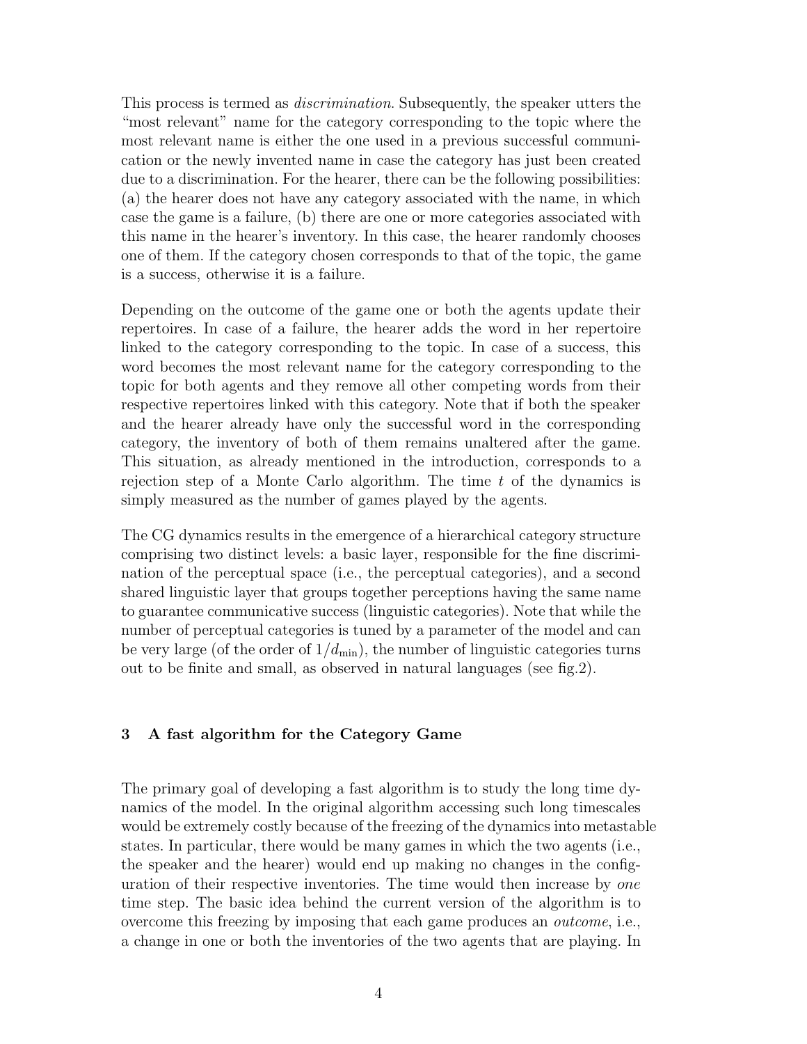This process is termed as *discrimination*. Subsequently, the speaker utters the "most relevant" name for the category corresponding to the topic where the most relevant name is either the one used in a previous successful communication or the newly invented name in case the category has just been created due to a discrimination. For the hearer, there can be the following possibilities: (a) the hearer does not have any category associated with the name, in which case the game is a failure, (b) there are one or more categories associated with this name in the hearer's inventory. In this case, the hearer randomly chooses one of them. If the category chosen corresponds to that of the topic, the game is a success, otherwise it is a failure.

Depending on the outcome of the game one or both the agents update their repertoires. In case of a failure, the hearer adds the word in her repertoire linked to the category corresponding to the topic. In case of a success, this word becomes the most relevant name for the category corresponding to the topic for both agents and they remove all other competing words from their respective repertoires linked with this category. Note that if both the speaker and the hearer already have only the successful word in the corresponding category, the inventory of both of them remains unaltered after the game. This situation, as already mentioned in the introduction, corresponds to a rejection step of a Monte Carlo algorithm. The time $t$ of the dynamics is simply measured as the number of games played by the agents.

The CG dynamics results in the emergence of a hierarchical category structure comprising two distinct levels: a basic layer, responsible for the fine discrimination of the perceptual space (i.e., the perceptual categories), and a second shared linguistic layer that groups together perceptions having the same name to guarantee communicative success (linguistic categories). Note that while the number of perceptual categories is tuned by a parameter of the model and can be very large (of the order of $1/d_{\min}$), the number of linguistic categories turns out to be finite and small, as observed in natural languages (see fig.2).

## 3 A fast algorithm for the Category Game

The primary goal of developing a fast algorithm is to study the long time dynamics of the model. In the original algorithm accessing such long timescales would be extremely costly because of the freezing of the dynamics into metastable states. In particular, there would be many games in which the two agents (i.e., the speaker and the hearer) would end up making no changes in the configuration of their respective inventories. The time would then increase by *one* time step. The basic idea behind the current version of the algorithm is to overcome this freezing by imposing that each game produces an *outcome*, i.e., a change in one or both the inventories of the two agents that are playing. In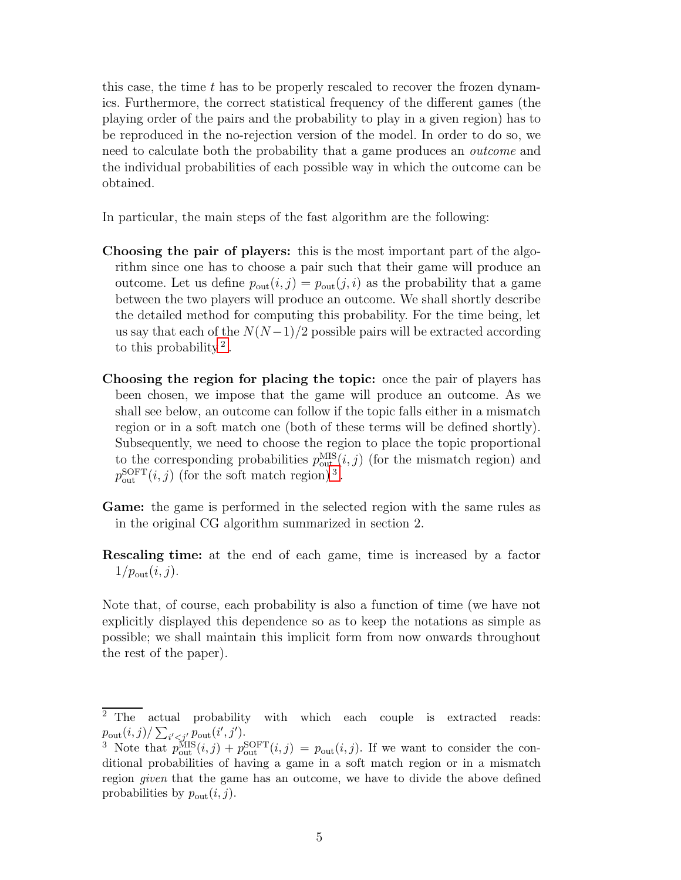this case, the time $t$ has to be properly rescaled to recover the frozen dynamics. Furthermore, the correct statistical frequency of the different games (the playing order of the pairs and the probability to play in a given region) has to be reproduced in the no-rejection version of the model. In order to do so, we need to calculate both the probability that a game produces an *outcome* and the individual probabilities of each possible way in which the outcome can be obtained.

In particular, the main steps of the fast algorithm are the following:

**Choosing the pair of players:** this is the most important part of the algorithm since one has to choose a pair such that their game will produce an outcome. Let us define $p_{\rm out}(i,j) = p_{\rm out}(j,i)$ as the probability that a game between the two players will produce an outcome. We shall shortly describe the detailed method for computing this probability. For the time being, let us say that each of the $N(N-1)/2$ possible pairs will be extracted according to this probability[2].

**Choosing the region for placing the topic:** once the pair of players has been chosen, we impose that the game will produce an outcome. As we shall see below, an outcome can follow if the topic falls either in a mismatch region or in a soft match one (both of these terms will be defined shortly). Subsequently, we need to choose the region to place the topic proportional to the corresponding probabilities $p^{\rm MIS}_{\rm out}(i,j)$ (for the mismatch region) and $p^{\rm SOFT}_{\rm out}(i,j)$ (for the soft match region)[3].

**Game:** the game is performed in the selected region with the same rules as in the original CG algorithm summarized in section 2.

**Rescaling time:** at the end of each game, time is increased by a factor $1/p_{\rm out}(i,j)$.

Note that, of course, each probability is also a function of time (we have not explicitly displayed this dependence so as to keep the notations as simple as possible; we shall maintain this implicit form from now onwards throughout the rest of the paper).

---

[2] The actual probability with which each couple is extracted reads: $p_{\rm out}(i,j)/\sum_{i'<j'} p_{\rm out}(i',j')$.

[3] Note that $p^{\rm MIS}_{\rm out}(i,j) + p^{\rm SOFT}_{\rm out}(i,j) = p_{\rm out}(i,j)$. If we want to consider the conditional probabilities of having a game in a soft match region or in a mismatch region *given* that the game has an outcome, we have to divide the above defined probabilities by $p_{\rm out}(i,j)$.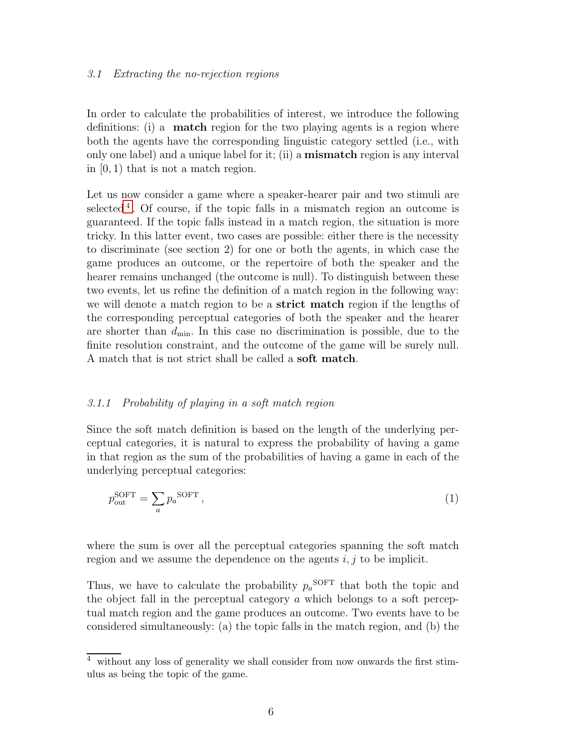### 3.1 Extracting the no-rejection regions

In order to calculate the probabilities of interest, we introduce the following definitions: (i) a **match** region for the two playing agents is a region where both the agents have the corresponding linguistic category settled (i.e., with only one label) and a unique label for it; (ii) a **mismatch** region is any interval in $[0, 1)$ that is not a match region.

Let us now consider a game where a speaker-hearer pair and two stimuli are selected[4]. Of course, if the topic falls in a mismatch region an outcome is guaranteed. If the topic falls instead in a match region, the situation is more tricky. In this latter event, two cases are possible: either there is the necessity to discriminate (see section 2) for one or both the agents, in which case the game produces an outcome, or the repertoire of both the speaker and the hearer remains unchanged (the outcome is null). To distinguish between these two events, let us refine the definition of a match region in the following way: we will denote a match region to be a **strict match** region if the lengths of the corresponding perceptual categories of both the speaker and the hearer are shorter than $d_{\min}$. In this case no discrimination is possible, due to the finite resolution constraint, and the outcome of the game will be surely null. A match that is not strict shall be called a **soft match**.

#### 3.1.1 Probability of playing in a soft match region

Since the soft match definition is based on the length of the underlying perceptual categories, it is natural to express the probability of having a game in that region as the sum of the probabilities of having a game in each of the underlying perceptual categories:

$$p_{\text{out}}^{\text{SOFT}} = \sum_{a} {p_a}^{\text{SOFT}}, \tag{1}$$

where the sum is over all the perceptual categories spanning the soft match region and we assume the dependence on the agents $i, j$ to be implicit.

Thus, we have to calculate the probability ${p_a}^{\text{SOFT}}$ that both the topic and the object fall in the perceptual category $a$ which belongs to a soft perceptual match region and the game produces an outcome. Two events have to be considered simultaneously: (a) the topic falls in the match region, and (b) the

[4] without any loss of generality we shall consider from now onwards the first stimulus as being the topic of the game.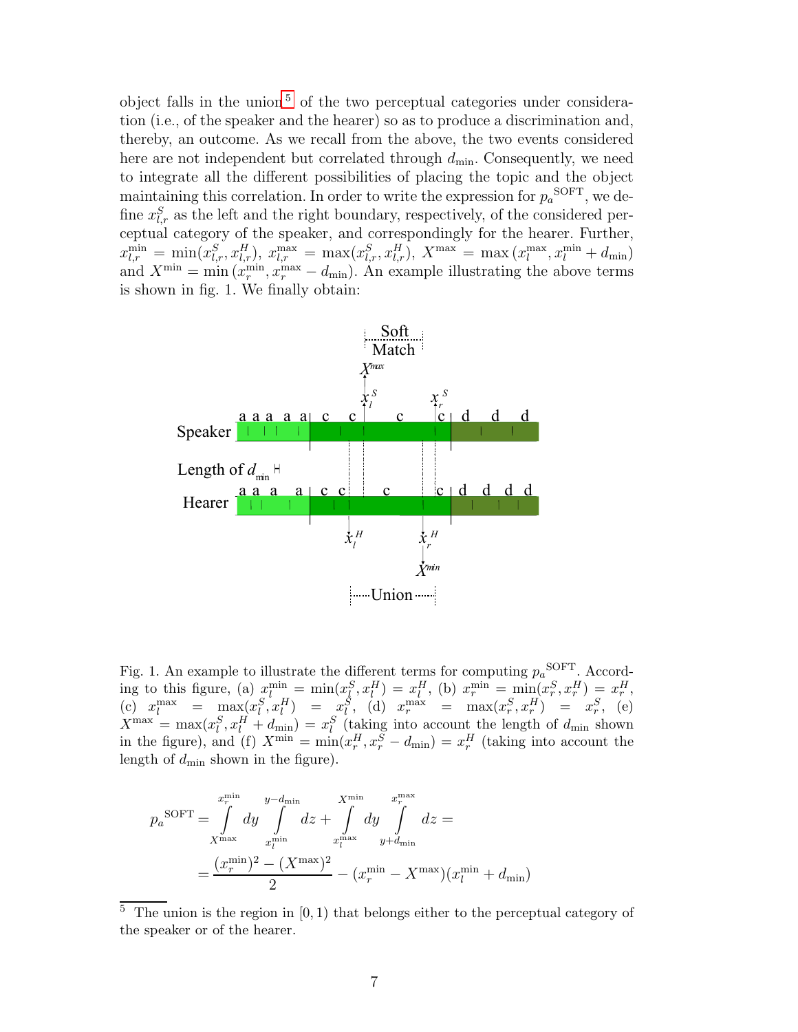object falls in the union[5] of the two perceptual categories under consideration (i.e., of the speaker and the hearer) so as to produce a discrimination and, thereby, an outcome. As we recall from the above, the two events considered here are not independent but correlated through $d_{\min}$. Consequently, we need to integrate all the different possibilities of placing the topic and the object maintaining this correlation. In order to write the expression for $p_a{}^{\mathrm{SOFT}}$, we define $x^S_{l,r}$ as the left and the right boundary, respectively, of the considered perceptual category of the speaker, and correspondingly for the hearer. Further, $x^{\min}_{l,r} = \min(x^S_{l,r}, x^H_{l,r})$, $x^{\max}_{l,r} = \max(x^S_{l,r}, x^H_{l,r})$, $X^{\max} = \max\left(x^{\max}_l, x^{\min}_l + d_{\min}\right)$ and $X^{\min} = \min\left(x^{\min}_r, x^{\max}_r - d_{\min}\right)$. An example illustrating the above terms is shown in fig. 1. We finally obtain:

Fig. 1. An example to illustrate the different terms for computing $p_a{}^{\mathrm{SOFT}}$. According to this figure, (a) $x^{\min}_l = \min(x^S_l, x^H_l) = x^H_l$, (b) $x^{\min}_r = \min(x^S_r, x^H_r) = x^H_r$, (c) $x^{\max}_l = \max(x^S_l, x^H_l) = x^S_l$, (d) $x^{\max}_r = \max(x^S_r, x^H_r) = x^S_r$, (e) $X^{\max} = \max(x^S_l, x^H_l + d_{\min}) = x^S_l$ (taking into account the length of $d_{\min}$ shown in the figure), and (f) $X^{\min} = \min(x^H_r, x^S_r - d_{\min}) = x^H_r$ (taking into account the length of $d_{\min}$ shown in the figure).

$$
p_a{}^{\mathrm{SOFT}} = \int_{X^{\max}}^{x^{\min}_r} dy \int_{x^{\min}_l}^{y-d_{\min}} dz + \int_{x^{\max}_l}^{X^{\min}} dy \int_{y+d_{\min}}^{x^{\max}_r} dz =
$$

$$
= \frac{(x^{\min}_r)^2 - (X^{\max})^2}{2} - (x^{\min}_r - X^{\max})(x^{\min}_l + d_{\min})
$$

[5] The union is the region in $[0, 1)$ that belongs either to the perceptual category of the speaker or of the hearer.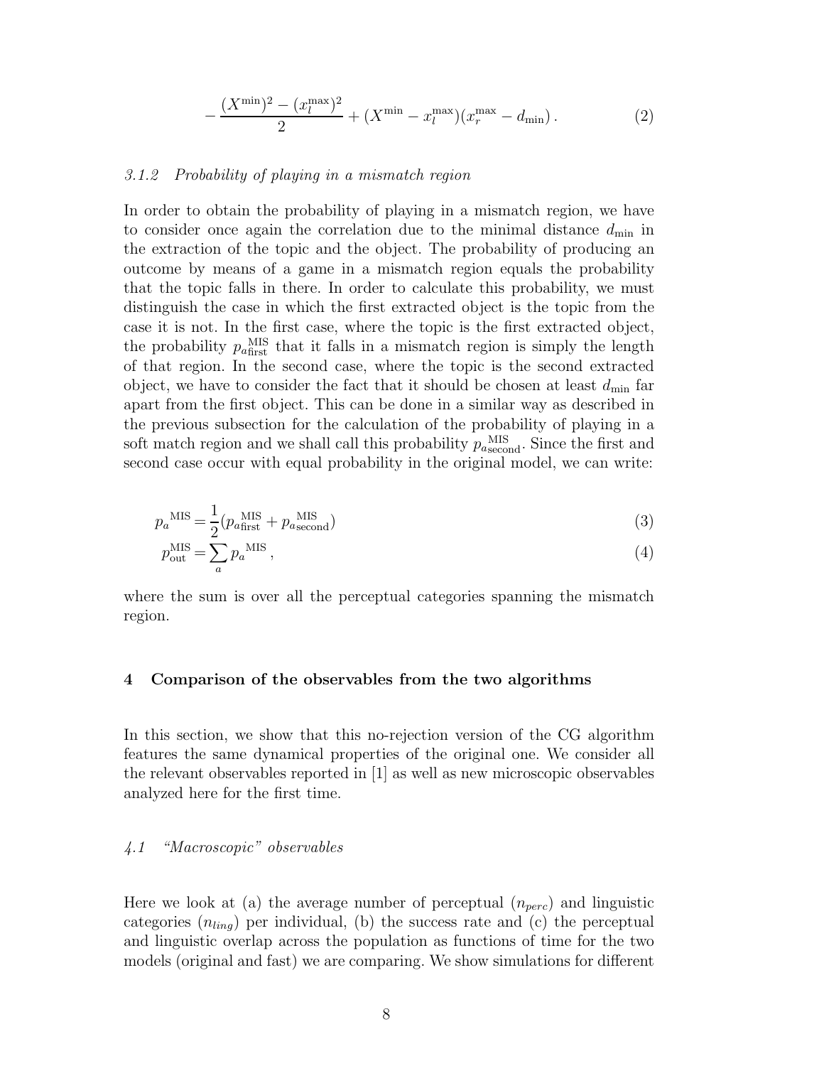$$
-\frac{(X^{\min})^2 - (x_l^{\max})^2}{2} + (X^{\min} - x_l^{\max})(x_r^{\max} - d_{\min})\,. \tag{2}
$$

### *3.1.2 Probability of playing in a mismatch region*

In order to obtain the probability of playing in a mismatch region, we have to consider once again the correlation due to the minimal distance $d_{\min}$ in the extraction of the topic and the object. The probability of producing an outcome by means of a game in a mismatch region equals the probability that the topic falls in there. In order to calculate this probability, we must distinguish the case in which the first extracted object is the topic from the case it is not. In the first case, where the topic is the first extracted object, the probability $p_{a_{\text{first}}}^{\text{MIS}}$ that it falls in a mismatch region is simply the length of that region. In the second case, where the topic is the second extracted object, we have to consider the fact that it should be chosen at least $d_{\min}$ far apart from the first object. This can be done in a similar way as described in the previous subsection for the calculation of the probability of playing in a soft match region and we shall call this probability $p_{a_{\text{second}}}^{\text{MIS}}$. Since the first and second case occur with equal probability in the original model, we can write:

$$
{p_a}^{\text{MIS}} = \frac{1}{2}(p_{a_{\text{first}}}^{\text{MIS}} + p_{a_{\text{second}}}^{\text{MIS}}) \tag{3}
$$

$$
p_{\text{out}}^{\text{MIS}} = \sum_a {p_a}^{\text{MIS}}\,, \tag{4}
$$

where the sum is over all the perceptual categories spanning the mismatch region.

## 4 Comparison of the observables from the two algorithms

In this section, we show that this no-rejection version of the CG algorithm features the same dynamical properties of the original one. We consider all the relevant observables reported in [1] as well as new microscopic observables analyzed here for the first time.

### *4.1 "Macroscopic" observables*

Here we look at (a) the average number of perceptual ($n_{perc}$) and linguistic categories ($n_{ling}$) per individual, (b) the success rate and (c) the perceptual and linguistic overlap across the population as functions of time for the two models (original and fast) we are comparing. We show simulations for different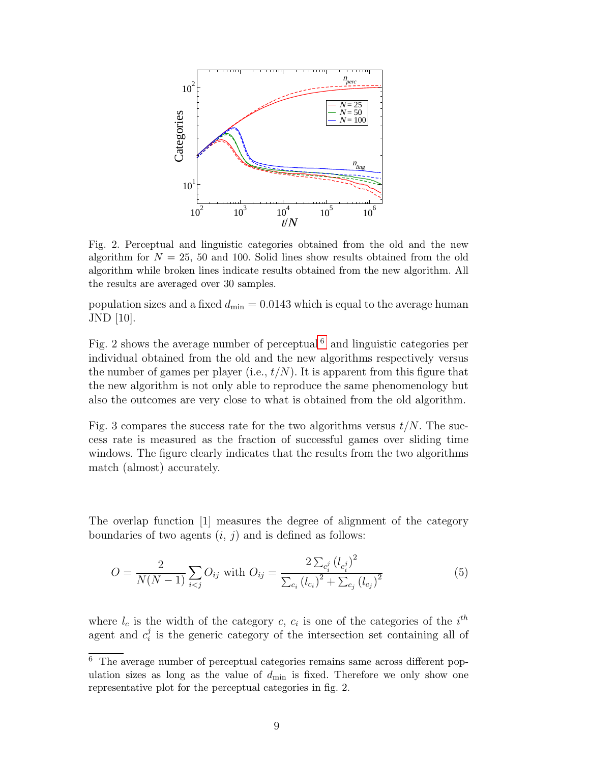Fig. 2. Perceptual and linguistic categories obtained from the old and the new algorithm for $N = 25$, 50 and 100. Solid lines show results obtained from the old algorithm while broken lines indicate results obtained from the new algorithm. All the results are averaged over 30 samples.

population sizes and a fixed $d_{\min} = 0.0143$ which is equal to the average human JND [10].

Fig. 2 shows the average number of perceptual[6] and linguistic categories per individual obtained from the old and the new algorithms respectively versus the number of games per player (i.e., $t/N$). It is apparent from this figure that the new algorithm is not only able to reproduce the same phenomenology but also the outcomes are very close to what is obtained from the old algorithm.

Fig. 3 compares the success rate for the two algorithms versus $t/N$. The success rate is measured as the fraction of successful games over sliding time windows. The figure clearly indicates that the results from the two algorithms match (almost) accurately.

The overlap function [1] measures the degree of alignment of the category boundaries of two agents ($i$, $j$) and is defined as follows:

$$O = \frac{2}{N(N-1)} \sum_{i<j} O_{ij} \text{ with } O_{ij} = \frac{2 \sum_{c_i^j} (l_{c_i^j})^2}{\sum_{c_i} (l_{c_i})^2 + \sum_{c_j} (l_{c_j})^2} \tag{5}$$

where $l_c$ is the width of the category $c$, $c_i$ is one of the categories of the $i^{th}$ agent and $c_i^j$ is the generic category of the intersection set containing all of

[6] The average number of perceptual categories remains same across different population sizes as long as the value of $d_{\min}$ is fixed. Therefore we only show one representative plot for the perceptual categories in fig. 2.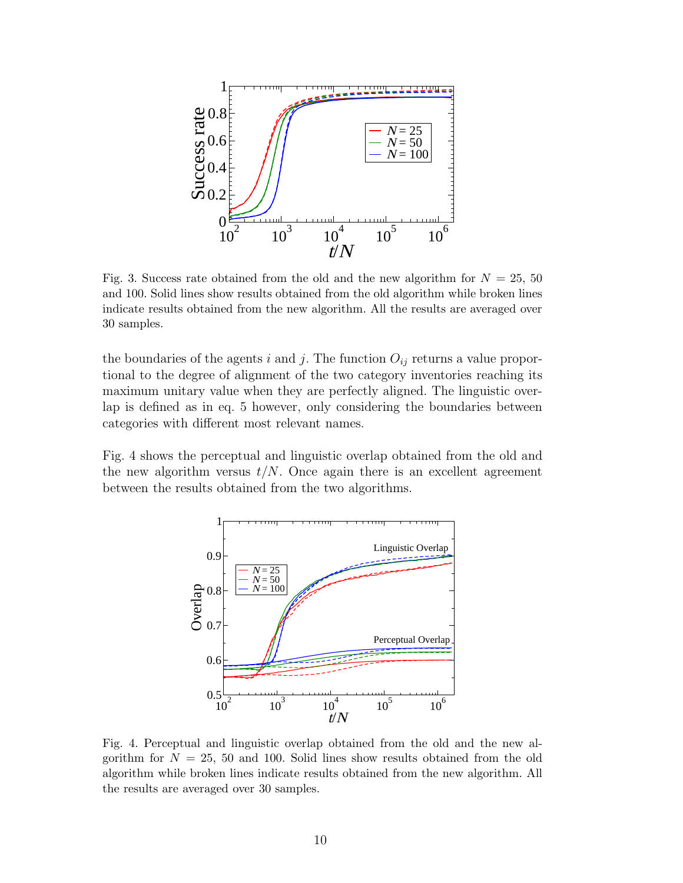Fig. 3. Success rate obtained from the old and the new algorithm for $N = 25$, 50 and 100. Solid lines show results obtained from the old algorithm while broken lines indicate results obtained from the new algorithm. All the results are averaged over 30 samples.

the boundaries of the agents $i$ and $j$. The function $O_{ij}$ returns a value proportional to the degree of alignment of the two category inventories reaching its maximum unitary value when they are perfectly aligned. The linguistic overlap is defined as in eq. 5 however, only considering the boundaries between categories with different most relevant names.

Fig. 4 shows the perceptual and linguistic overlap obtained from the old and the new algorithm versus $t/N$. Once again there is an excellent agreement between the results obtained from the two algorithms.

Fig. 4. Perceptual and linguistic overlap obtained from the old and the new algorithm for $N = 25$, 50 and 100. Solid lines show results obtained from the old algorithm while broken lines indicate results obtained from the new algorithm. All the results are averaged over 30 samples.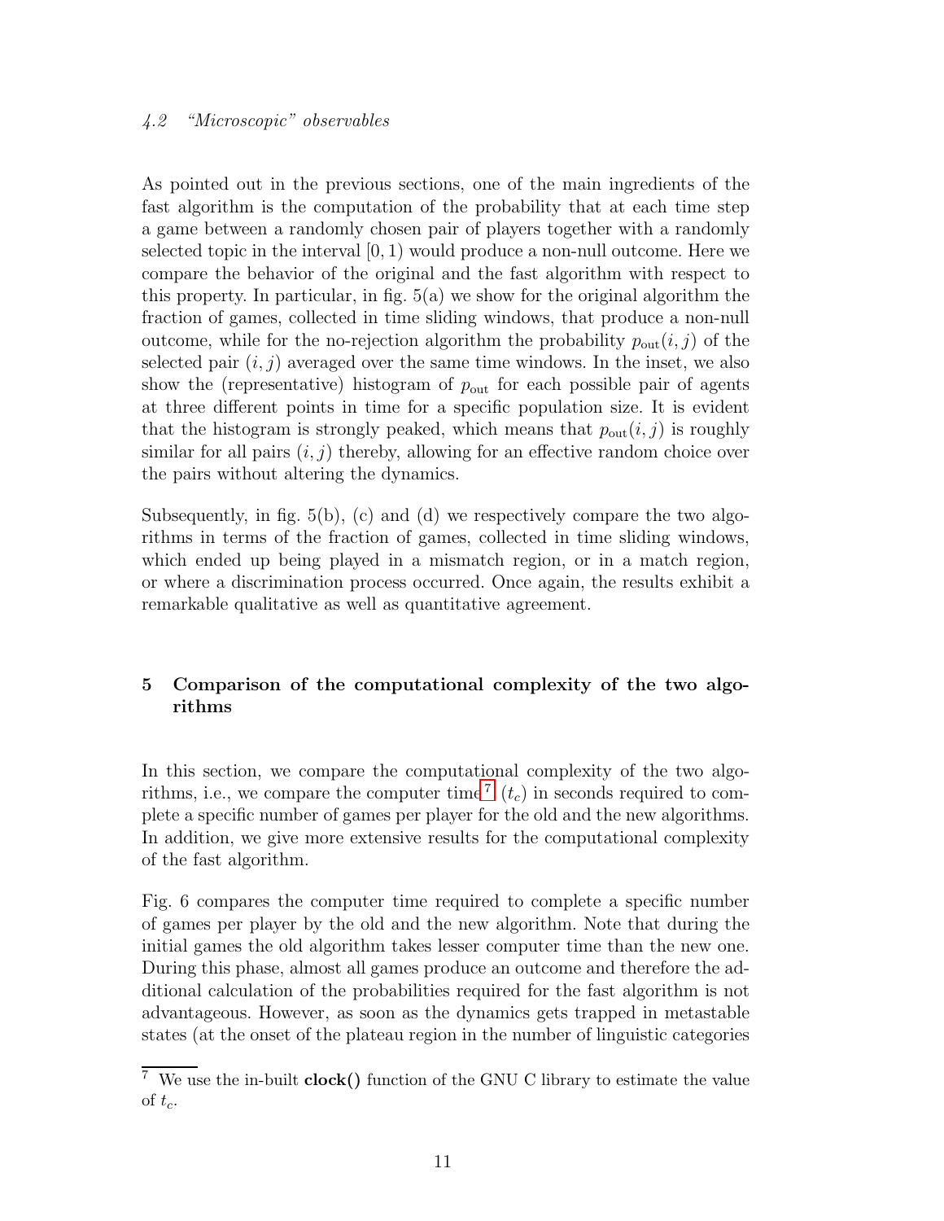### 4.2 "Microscopic" observables

As pointed out in the previous sections, one of the main ingredients of the fast algorithm is the computation of the probability that at each time step a game between a randomly chosen pair of players together with a randomly selected topic in the interval $[0, 1)$ would produce a non-null outcome. Here we compare the behavior of the original and the fast algorithm with respect to this property. In particular, in fig. 5(a) we show for the original algorithm the fraction of games, collected in time sliding windows, that produce a non-null outcome, while for the no-rejection algorithm the probability $p_{\text{out}}(i, j)$ of the selected pair $(i, j)$ averaged over the same time windows. In the inset, we also show the (representative) histogram of $p_{\text{out}}$ for each possible pair of agents at three different points in time for a specific population size. It is evident that the histogram is strongly peaked, which means that $p_{\text{out}}(i, j)$ is roughly similar for all pairs $(i, j)$ thereby, allowing for an effective random choice over the pairs without altering the dynamics.

Subsequently, in fig. 5(b), (c) and (d) we respectively compare the two algorithms in terms of the fraction of games, collected in time sliding windows, which ended up being played in a mismatch region, or in a match region, or where a discrimination process occurred. Once again, the results exhibit a remarkable qualitative as well as quantitative agreement.

## 5 Comparison of the computational complexity of the two algorithms

In this section, we compare the computational complexity of the two algorithms, i.e., we compare the computer time[7] ($t_c$) in seconds required to complete a specific number of games per player for the old and the new algorithms. In addition, we give more extensive results for the computational complexity of the fast algorithm.

Fig. 6 compares the computer time required to complete a specific number of games per player by the old and the new algorithm. Note that during the initial games the old algorithm takes lesser computer time than the new one. During this phase, almost all games produce an outcome and therefore the additional calculation of the probabilities required for the fast algorithm is not advantageous. However, as soon as the dynamics gets trapped in metastable states (at the onset of the plateau region in the number of linguistic categories

[7] We use the in-built **clock()** function of the GNU C library to estimate the value of $t_c$.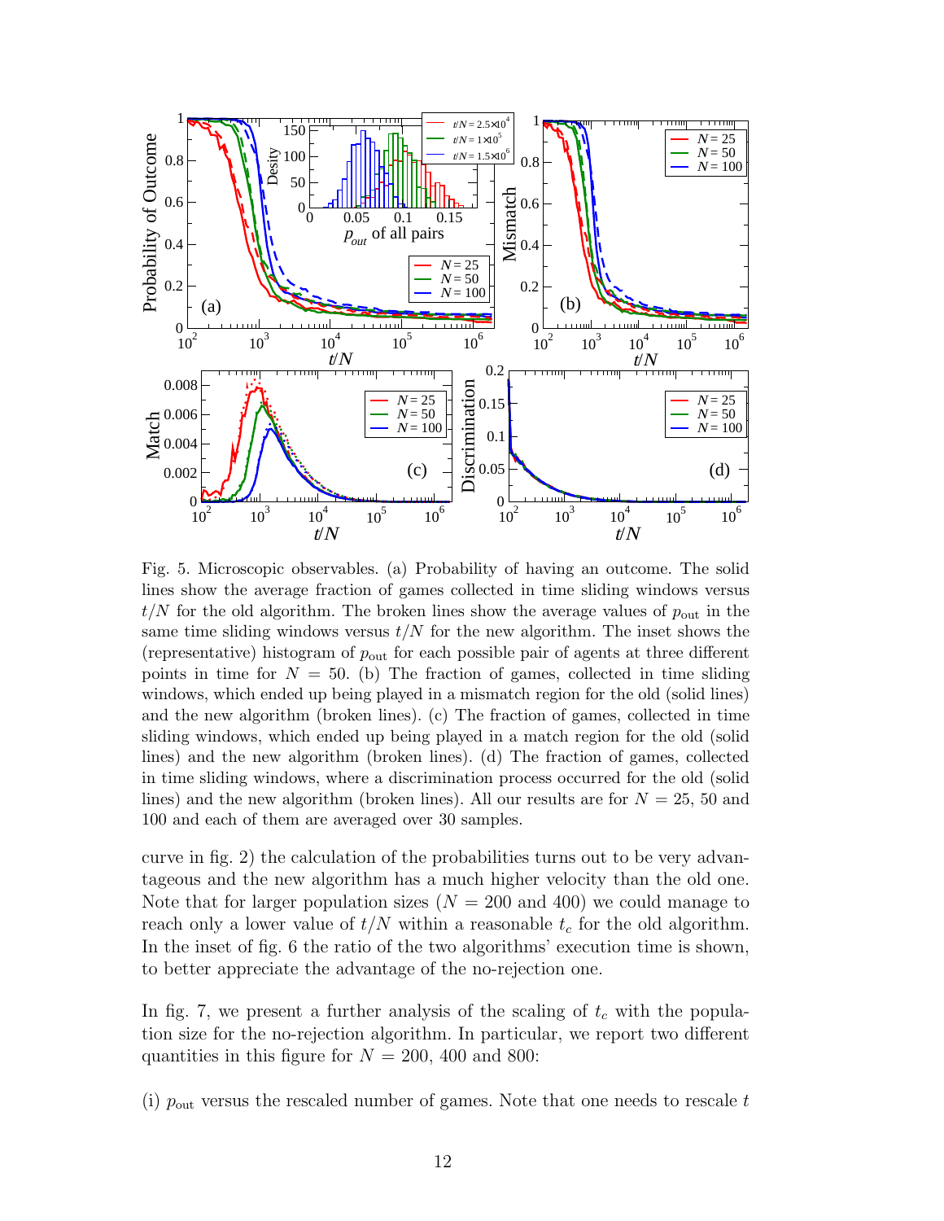Fig. 5. Microscopic observables. (a) Probability of having an outcome. The solid lines show the average fraction of games collected in time sliding windows versus $t/N$ for the old algorithm. The broken lines show the average values of $p_{\mathrm{out}}$ in the same time sliding windows versus $t/N$ for the new algorithm. The inset shows the (representative) histogram of $p_{\mathrm{out}}$ for each possible pair of agents at three different points in time for $N = 50$. (b) The fraction of games, collected in time sliding windows, which ended up being played in a mismatch region for the old (solid lines) and the new algorithm (broken lines). (c) The fraction of games, collected in time sliding windows, which ended up being played in a match region for the old (solid lines) and the new algorithm (broken lines). (d) The fraction of games, collected in time sliding windows, where a discrimination process occurred for the old (solid lines) and the new algorithm (broken lines). All our results are for $N = 25$, 50 and 100 and each of them are averaged over 30 samples.

curve in fig. 2) the calculation of the probabilities turns out to be very advantageous and the new algorithm has a much higher velocity than the old one. Note that for larger population sizes ($N = 200$ and 400) we could manage to reach only a lower value of $t/N$ within a reasonable $t_c$ for the old algorithm. In the inset of fig. 6 the ratio of the two algorithms' execution time is shown, to better appreciate the advantage of the no-rejection one.

In fig. 7, we present a further analysis of the scaling of $t_c$ with the population size for the no-rejection algorithm. In particular, we report two different quantities in this figure for $N = 200$, 400 and 800:

(i) $p_{\mathrm{out}}$ versus the rescaled number of games. Note that one needs to rescale $t$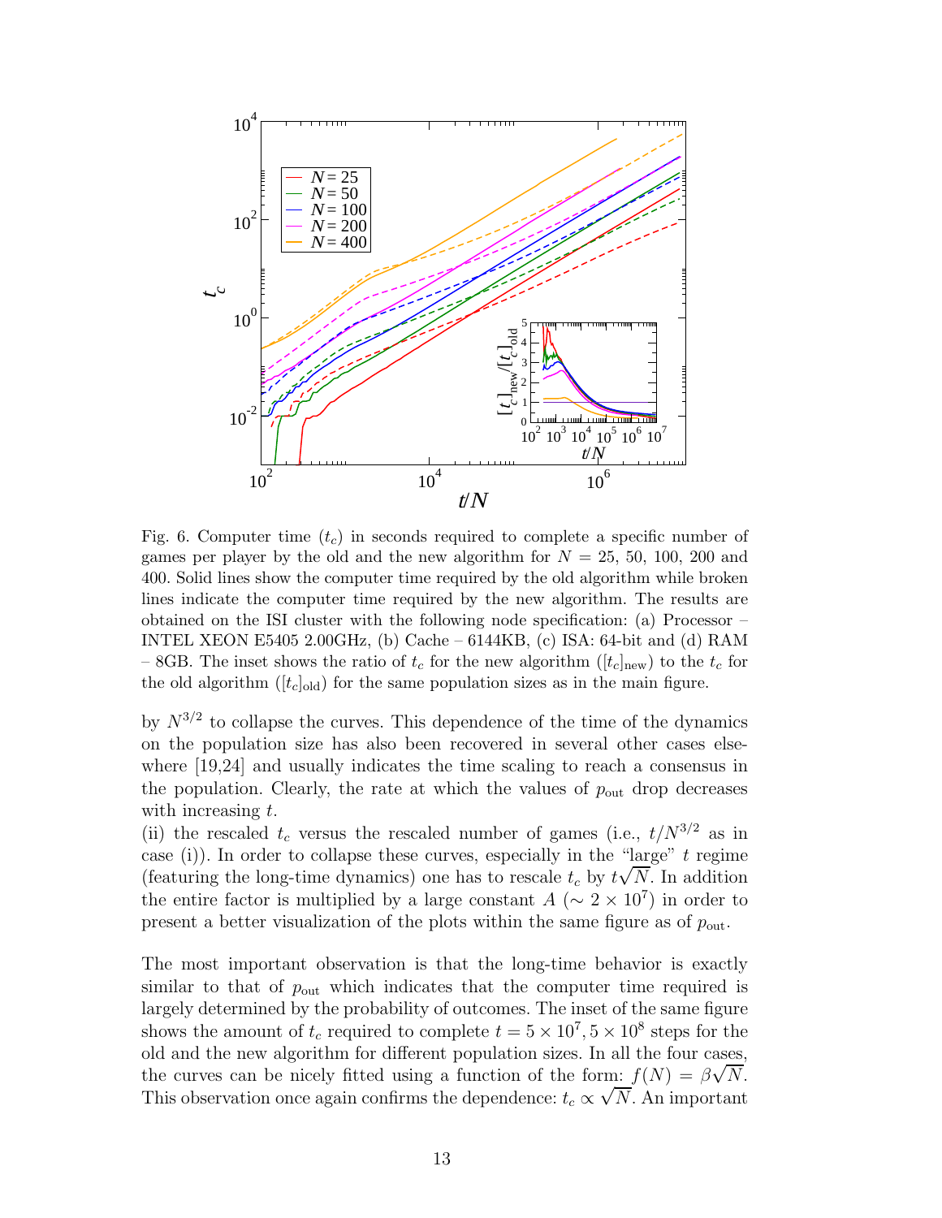Fig. 6. Computer time ($t_c$) in seconds required to complete a specific number of games per player by the old and the new algorithm for $N$ = 25, 50, 100, 200 and 400. Solid lines show the computer time required by the old algorithm while broken lines indicate the computer time required by the new algorithm. The results are obtained on the ISI cluster with the following node specification: (a) Processor – INTEL XEON E5405 2.00GHz, (b) Cache – 6144KB, (c) ISA: 64-bit and (d) RAM – 8GB. The inset shows the ratio of $t_c$ for the new algorithm ($[t_c]_{\text{new}}$) to the $t_c$ for the old algorithm ($[t_c]_{\text{old}}$) for the same population sizes as in the main figure.

by $N^{3/2}$ to collapse the curves. This dependence of the time of the dynamics on the population size has also been recovered in several other cases elsewhere [19,24] and usually indicates the time scaling to reach a consensus in the population. Clearly, the rate at which the values of $p_{\text{out}}$ drop decreases with increasing $t$.
(ii) the rescaled $t_c$ versus the rescaled number of games (i.e., $t/N^{3/2}$ as in case (i)). In order to collapse these curves, especially in the "large" $t$ regime (featuring the long-time dynamics) one has to rescale $t_c$ by $t\sqrt{N}$. In addition the entire factor is multiplied by a large constant $A$ ($\sim 2 \times 10^7$) in order to present a better visualization of the plots within the same figure as of $p_{\text{out}}$.

The most important observation is that the long-time behavior is exactly similar to that of $p_{\text{out}}$ which indicates that the computer time required is largely determined by the probability of outcomes. The inset of the same figure shows the amount of $t_c$ required to complete $t = 5 \times 10^7, 5 \times 10^8$ steps for the old and the new algorithm for different population sizes. In all the four cases, the curves can be nicely fitted using a function of the form: $f(N) = \beta\sqrt{N}$. This observation once again confirms the dependence: $t_c \propto \sqrt{N}$. An important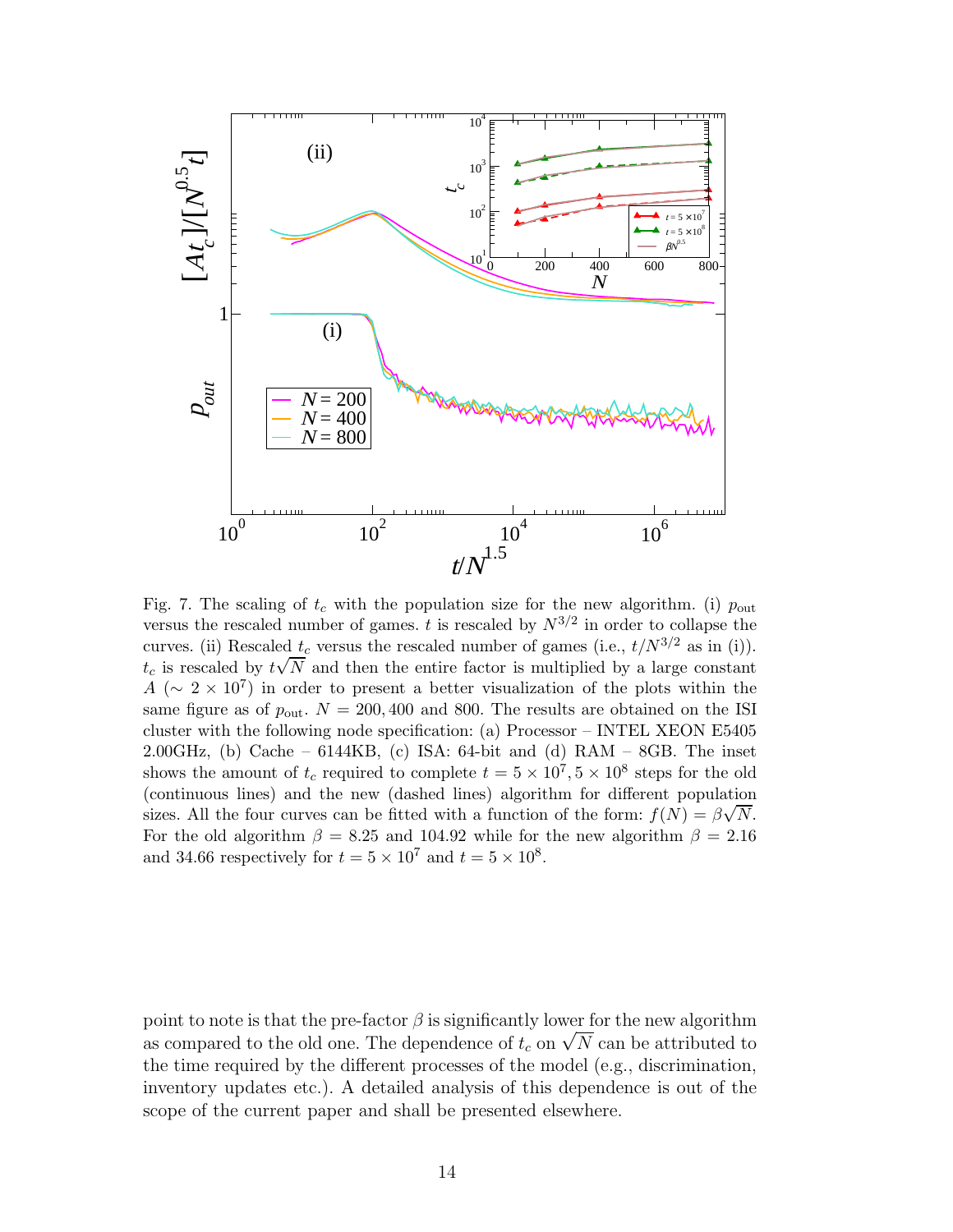Fig. 7. The scaling of $t_c$ with the population size for the new algorithm. (i) $p_{\text{out}}$ versus the rescaled number of games. $t$ is rescaled by $N^{3/2}$ in order to collapse the curves. (ii) Rescaled $t_c$ versus the rescaled number of games (i.e., $t/N^{3/2}$ as in (i)). $t_c$ is rescaled by $t\sqrt{N}$ and then the entire factor is multiplied by a large constant $A$ ($\sim 2 \times 10^7$) in order to present a better visualization of the plots within the same figure as of $p_{\text{out}}$. $N = 200, 400$ and $800$. The results are obtained on the ISI cluster with the following node specification: (a) Processor – INTEL XEON E5405 2.00GHz, (b) Cache – 6144KB, (c) ISA: 64-bit and (d) RAM – 8GB. The inset shows the amount of $t_c$ required to complete $t = 5 \times 10^7, 5 \times 10^8$ steps for the old (continuous lines) and the new (dashed lines) algorithm for different population sizes. All the four curves can be fitted with a function of the form: $f(N) = \beta\sqrt{N}$. For the old algorithm $\beta = 8.25$ and $104.92$ while for the new algorithm $\beta = 2.16$ and $34.66$ respectively for $t = 5 \times 10^7$ and $t = 5 \times 10^8$.

point to note is that the pre-factor $\beta$ is significantly lower for the new algorithm as compared to the old one. The dependence of $t_c$ on $\sqrt{N}$ can be attributed to the time required by the different processes of the model (e.g., discrimination, inventory updates etc.). A detailed analysis of this dependence is out of the scope of the current paper and shall be presented elsewhere.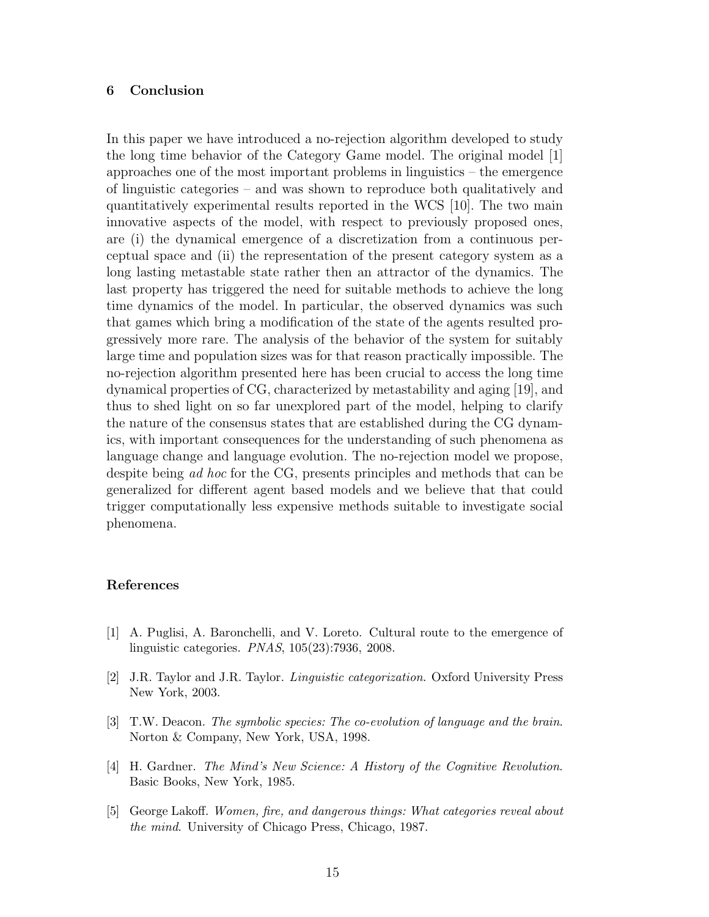## 6 Conclusion

In this paper we have introduced a no-rejection algorithm developed to study the long time behavior of the Category Game model. The original model [1] approaches one of the most important problems in linguistics – the emergence of linguistic categories – and was shown to reproduce both qualitatively and quantitatively experimental results reported in the WCS [10]. The two main innovative aspects of the model, with respect to previously proposed ones, are (i) the dynamical emergence of a discretization from a continuous perceptual space and (ii) the representation of the present category system as a long lasting metastable state rather then an attractor of the dynamics. The last property has triggered the need for suitable methods to achieve the long time dynamics of the model. In particular, the observed dynamics was such that games which bring a modification of the state of the agents resulted progressively more rare. The analysis of the behavior of the system for suitably large time and population sizes was for that reason practically impossible. The no-rejection algorithm presented here has been crucial to access the long time dynamical properties of CG, characterized by metastability and aging [19], and thus to shed light on so far unexplored part of the model, helping to clarify the nature of the consensus states that are established during the CG dynamics, with important consequences for the understanding of such phenomena as language change and language evolution. The no-rejection model we propose, despite being *ad hoc* for the CG, presents principles and methods that can be generalized for different agent based models and we believe that that could trigger computationally less expensive methods suitable to investigate social phenomena.

## References

[1] A. Puglisi, A. Baronchelli, and V. Loreto. Cultural route to the emergence of linguistic categories. *PNAS*, 105(23):7936, 2008.

[2] J.R. Taylor and J.R. Taylor. *Linguistic categorization*. Oxford University Press New York, 2003.

[3] T.W. Deacon. *The symbolic species: The co-evolution of language and the brain*. Norton & Company, New York, USA, 1998.

[4] H. Gardner. *The Mind's New Science: A History of the Cognitive Revolution*. Basic Books, New York, 1985.

[5] George Lakoff. *Women, fire, and dangerous things: What categories reveal about the mind*. University of Chicago Press, Chicago, 1987.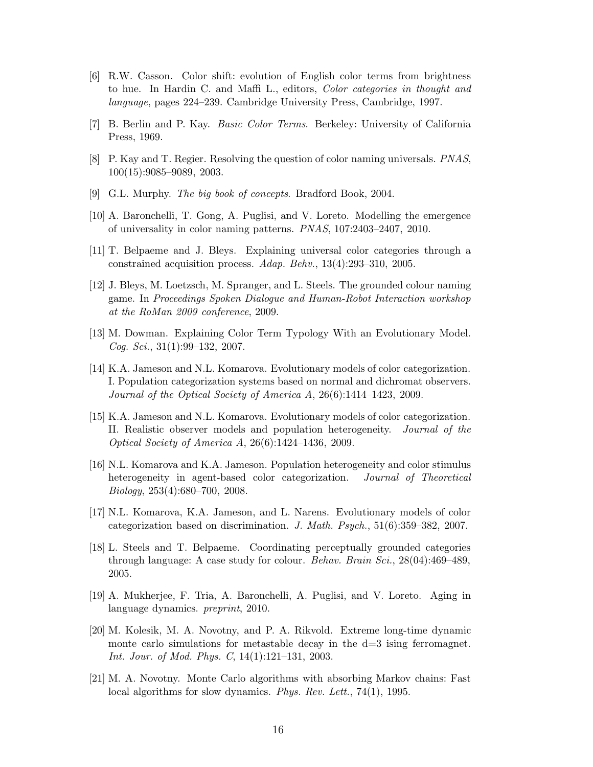[6] R.W. Casson. Color shift: evolution of English color terms from brightness to hue. In Hardin C. and Maffi L., editors, *Color categories in thought and language*, pages 224–239. Cambridge University Press, Cambridge, 1997.

[7] B. Berlin and P. Kay. *Basic Color Terms*. Berkeley: University of California Press, 1969.

[8] P. Kay and T. Regier. Resolving the question of color naming universals. *PNAS*, 100(15):9085–9089, 2003.

[9] G.L. Murphy. *The big book of concepts*. Bradford Book, 2004.

[10] A. Baronchelli, T. Gong, A. Puglisi, and V. Loreto. Modelling the emergence of universality in color naming patterns. *PNAS*, 107:2403–2407, 2010.

[11] T. Belpaeme and J. Bleys. Explaining universal color categories through a constrained acquisition process. *Adap. Behv.*, 13(4):293–310, 2005.

[12] J. Bleys, M. Loetzsch, M. Spranger, and L. Steels. The grounded colour naming game. In *Proceedings Spoken Dialogue and Human-Robot Interaction workshop at the RoMan 2009 conference*, 2009.

[13] M. Dowman. Explaining Color Term Typology With an Evolutionary Model. *Cog. Sci.*, 31(1):99–132, 2007.

[14] K.A. Jameson and N.L. Komarova. Evolutionary models of color categorization. I. Population categorization systems based on normal and dichromat observers. *Journal of the Optical Society of America A*, 26(6):1414–1423, 2009.

[15] K.A. Jameson and N.L. Komarova. Evolutionary models of color categorization. II. Realistic observer models and population heterogeneity. *Journal of the Optical Society of America A*, 26(6):1424–1436, 2009.

[16] N.L. Komarova and K.A. Jameson. Population heterogeneity and color stimulus heterogeneity in agent-based color categorization. *Journal of Theoretical Biology*, 253(4):680–700, 2008.

[17] N.L. Komarova, K.A. Jameson, and L. Narens. Evolutionary models of color categorization based on discrimination. *J. Math. Psych.*, 51(6):359–382, 2007.

[18] L. Steels and T. Belpaeme. Coordinating perceptually grounded categories through language: A case study for colour. *Behav. Brain Sci.*, 28(04):469–489, 2005.

[19] A. Mukherjee, F. Tria, A. Baronchelli, A. Puglisi, and V. Loreto. Aging in language dynamics. *preprint*, 2010.

[20] M. Kolesik, M. A. Novotny, and P. A. Rikvold. Extreme long-time dynamic monte carlo simulations for metastable decay in the d=3 ising ferromagnet. *Int. Jour. of Mod. Phys. C*, 14(1):121–131, 2003.

[21] M. A. Novotny. Monte Carlo algorithms with absorbing Markov chains: Fast local algorithms for slow dynamics. *Phys. Rev. Lett.*, 74(1), 1995.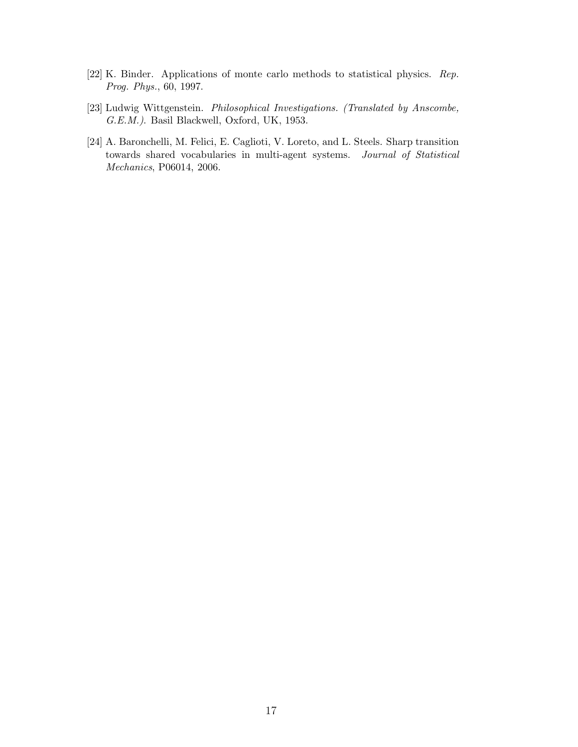[22] K. Binder. Applications of monte carlo methods to statistical physics. *Rep. Prog. Phys.*, 60, 1997.

[23] Ludwig Wittgenstein. *Philosophical Investigations. (Translated by Anscombe, G.E.M.).* Basil Blackwell, Oxford, UK, 1953.

[24] A. Baronchelli, M. Felici, E. Caglioti, V. Loreto, and L. Steels. Sharp transition towards shared vocabularies in multi-agent systems. *Journal of Statistical Mechanics*, P06014, 2006.